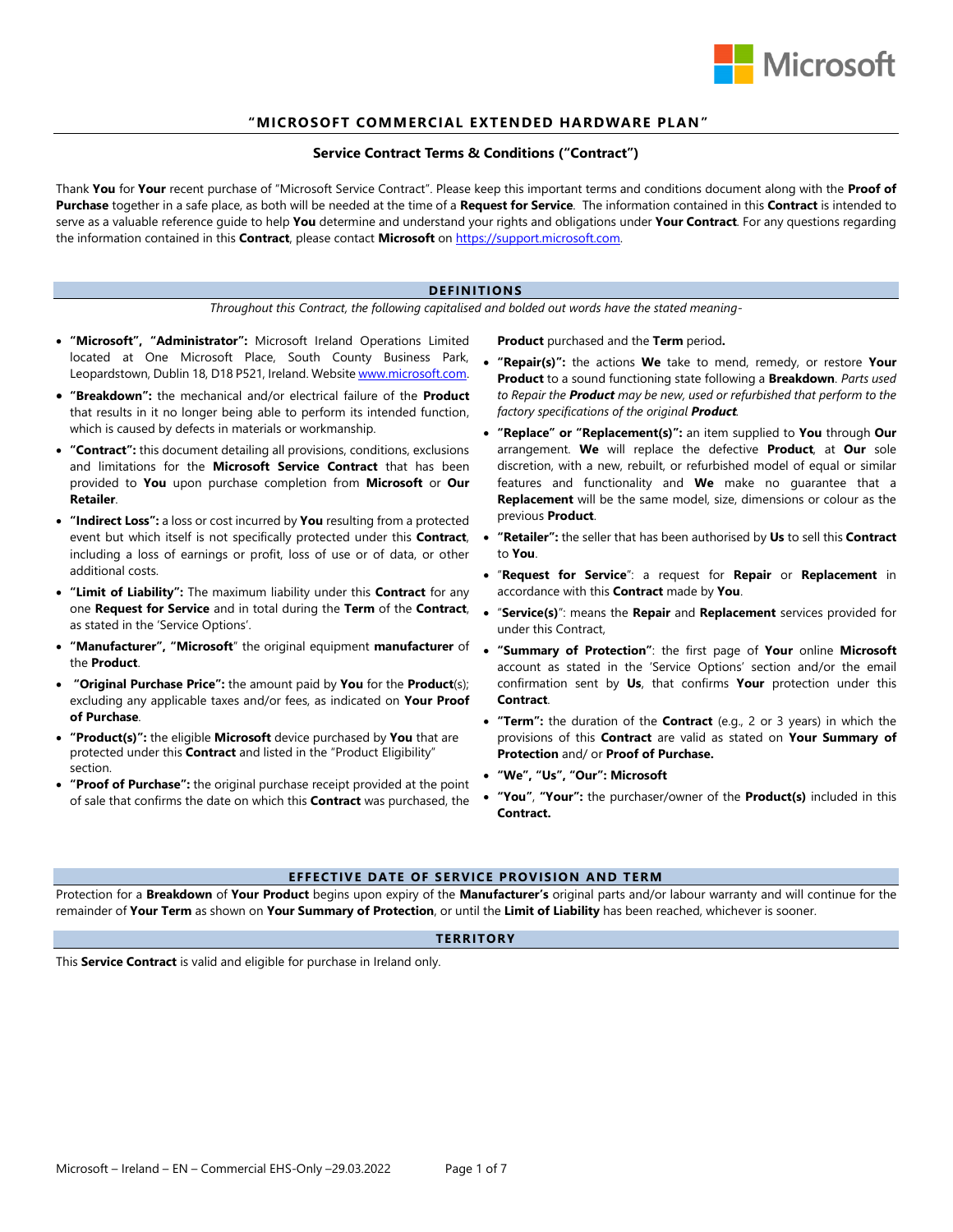# "MICROSOFT COMMERCIAL EXTENDED HARDWARE PLAN"

## Service Contract Terms & Conditions ("Contract")

Thank **You** for **Your** recent purchase of "Microsoft Service Contract". Please keep this important terms and conditions document along with the **Proof of Purchase** together in a safe place, as both will be needed at the time of a **Request for Service**. The information contained in this **Contract** is intended to serve as a valuable reference guide to help **You** determine and understand your rights and obligations under **Your Contract**. For any questions regarding the information contained in this **Contract**, please contact **Microsoft** on https://support.microsoft.com.

## DEFINITIONS

*Throughout this Contract, the following capitalised and bolded out words have the stated meaning-*

- **"Microsoft", "Administrator":** Microsoft Ireland Operations Limited located at One Microsoft Place, South County Business Park, Leopardstown, Dublin 18, D18 P521, Ireland. Website www.microsoft.com.
- **"Breakdown":** the mechanical and/or electrical failure of the **Product** that results in it no longer being able to perform its intended function, which is caused by defects in materials or workmanship.
- **"Contract":** this document detailing all provisions, conditions, exclusions and limitations for the **Microsoft Service Contract** that has been provided to **You** upon purchase completion from **Microsoft** or **Our Retailer**.
- **"Indirect Loss":** a loss or cost incurred by **You** resulting from a protected event but which itself is not specifically protected under this **Contract**, including a loss of earnings or profit, loss of use or of data, or other additional costs.
- **"Limit of Liability":** The maximum liability under this **Contract** for any one **Request for Service** and in total during the **Term** of the **Contract**, as stated in the 'Service Options'.
- **"Manufacturer", "Microsoft"** the original equipment **manufacturer** of the **Product**.
- **"Original Purchase Price":** the amount paid by **You** for the **Product**(s); excluding any applicable taxes and/or fees, as indicated on **Your Proof of Purchase**.
- **"Product(s)":** the eligible **Microsoft** device purchased by **You** that are protected under this **Contract** and listed in the "Product Eligibility" section.
- **"Proof of Purchase":** the original purchase receipt provided at the point of sale that confirms the date on which this **Contract** was purchased, the **Product** purchased and the **Term** period**.**
- **"Repair(s)":** the actions **We** take to mend, remedy, or restore **Your Product** to a sound functioning state following a **Breakdown**. *Parts used to Repair the **Product** may be new, used or refurbished that perform to the factory specifications of the original **Product**.*
- **"Replace" or "Replacement(s)":** an item supplied to **You** through **Our** arrangement. **We** will replace the defective **Product**, at **Our** sole discretion, with a new, rebuilt, or refurbished model of equal or similar features and functionality and **We** make no guarantee that a **Replacement** will be the same model, size, dimensions or colour as the previous **Product**.
- **"Retailer":** the seller that has been authorised by **Us** to sell this **Contract** to **You**.
- "**Request for Service**": a request for **Repair** or **Replacement** in accordance with this **Contract** made by **You**.
- "**Service(s)**": means the **Repair** and **Replacement** services provided for under this Contract,
- **"Summary of Protection"**: the first page of **Your** online **Microsoft** account as stated in the 'Service Options' section and/or the email confirmation sent by **Us**, that confirms **Your** protection under this **Contract**.
- **"Term":** the duration of the **Contract** (e.g., 2 or 3 years) in which the provisions of this **Contract** are valid as stated on **Your Summary of Protection** and/ or **Proof of Purchase.**
- **"We", "Us", "Our": Microsoft**
- **"You"**, **"Your":** the purchaser/owner of the **Product(s)** included in this **Contract.**

## EFFECTIVE DATE OF SERVICE PROVISION AND TERM

Protection for a **Breakdown** of **Your Product** begins upon expiry of the **Manufacturer's** original parts and/or labour warranty and will continue for the remainder of **Your Term** as shown on **Your Summary of Protection**, or until the **Limit of Liability** has been reached, whichever is sooner.

## TERRITORY

This **Service Contract** is valid and eligible for purchase in Ireland only.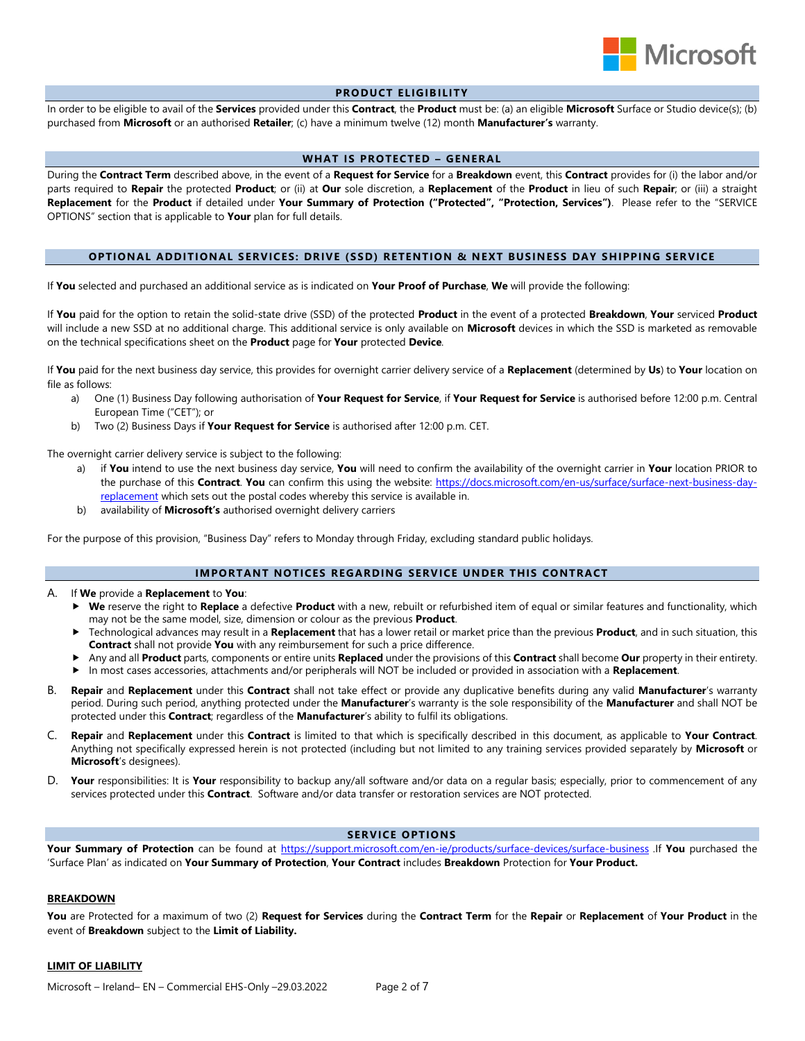## PRODUCT ELIGIBILITY

In order to be eligible to avail of the **Services** provided under this **Contract**, the **Product** must be: (a) an eligible **Microsoft** Surface or Studio device(s); (b) purchased from **Microsoft** or an authorised **Retailer**; (c) have a minimum twelve (12) month **Manufacturer's** warranty.

## WHAT IS PROTECTED – GENERAL

During the **Contract Term** described above, in the event of a **Request for Service** for a **Breakdown** event, this **Contract** provides for (i) the labor and/or parts required to **Repair** the protected **Product**; or (ii) at **Our** sole discretion, a **Replacement** of the **Product** in lieu of such **Repair**; or (iii) a straight **Replacement** for the **Product** if detailed under **Your Summary of Protection ("Protected", "Protection, Services")**. Please refer to the "SERVICE OPTIONS" section that is applicable to **Your** plan for full details.

## OPTIONAL ADDITIONAL SERVICES: DRIVE (SSD) RETENTION & NEXT BUSINESS DAY SHIPPING SERVICE

If **You** selected and purchased an additional service as is indicated on **Your Proof of Purchase**, **We** will provide the following:

If **You** paid for the option to retain the solid-state drive (SSD) of the protected **Product** in the event of a protected **Breakdown**, **Your** serviced **Product** will include a new SSD at no additional charge. This additional service is only available on **Microsoft** devices in which the SSD is marketed as removable on the technical specifications sheet on the **Product** page for **Your** protected **Device**.

If **You** paid for the next business day service, this provides for overnight carrier delivery service of a **Replacement** (determined by **Us**) to **Your** location on file as follows:

a) One (1) Business Day following authorisation of **Your Request for Service**, if **Your Request for Service** is authorised before 12:00 p.m. Central European Time ("CET"); or
b) Two (2) Business Days if **Your Request for Service** is authorised after 12:00 p.m. CET.

The overnight carrier delivery service is subject to the following:

a) if **You** intend to use the next business day service, **You** will need to confirm the availability of the overnight carrier in **Your** location PRIOR to the purchase of this **Contract**. **You** can confirm this using the website: https://docs.microsoft.com/en-us/surface/surface-next-business-day-replacement which sets out the postal codes whereby this service is available in.
b) availability of **Microsoft's** authorised overnight delivery carriers

For the purpose of this provision, "Business Day" refers to Monday through Friday, excluding standard public holidays.

## IMPORTANT NOTICES REGARDING SERVICE UNDER THIS CONTRACT

A. If **We** provide a **Replacement** to **You**:
- **We** reserve the right to **Replace** a defective **Product** with a new, rebuilt or refurbished item of equal or similar features and functionality, which may not be the same model, size, dimension or colour as the previous **Product**.
- Technological advances may result in a **Replacement** that has a lower retail or market price than the previous **Product**, and in such situation, this **Contract** shall not provide **You** with any reimbursement for such a price difference.
- Any and all **Product** parts, components or entire units **Replaced** under the provisions of this **Contract** shall become **Our** property in their entirety.
- In most cases accessories, attachments and/or peripherals will NOT be included or provided in association with a **Replacement**.

B. **Repair** and **Replacement** under this **Contract** shall not take effect or provide any duplicative benefits during any valid **Manufacturer**'s warranty period. During such period, anything protected under the **Manufacturer**'s warranty is the sole responsibility of the **Manufacturer** and shall NOT be protected under this **Contract**; regardless of the **Manufacturer**'s ability to fulfil its obligations.

C. **Repair** and **Replacement** under this **Contract** is limited to that which is specifically described in this document, as applicable to **Your Contract**. Anything not specifically expressed herein is not protected (including but not limited to any training services provided separately by **Microsoft** or **Microsoft**'s designees).

D. **Your** responsibilities: It is **Your** responsibility to backup any/all software and/or data on a regular basis; especially, prior to commencement of any services protected under this **Contract**. Software and/or data transfer or restoration services are NOT protected.

## SERVICE OPTIONS

**Your Summary of Protection** can be found at https://support.microsoft.com/en-ie/products/surface-devices/surface-business .If **You** purchased the 'Surface Plan' as indicated on **Your Summary of Protection**, **Your Contract** includes **Breakdown** Protection for **Your Product.**

### BREAKDOWN

**You** are Protected for a maximum of two (2) **Request for Services** during the **Contract Term** for the **Repair** or **Replacement** of **Your Product** in the event of **Breakdown** subject to the **Limit of Liability.**

### LIMIT OF LIABILITY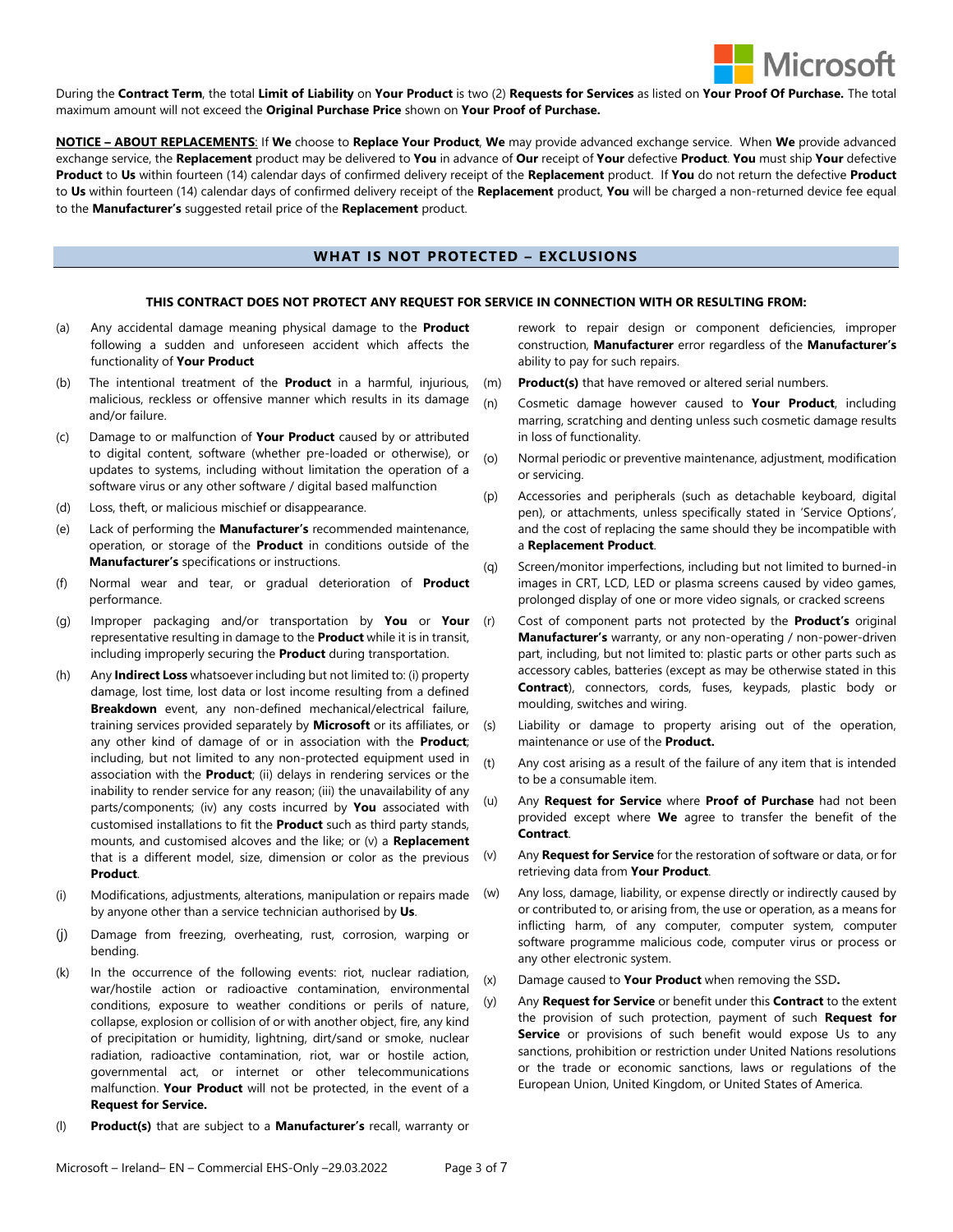During the **Contract Term**, the total **Limit of Liability** on **Your Product** is two (2) **Requests for Services** as listed on **Your Proof Of Purchase.** The total maximum amount will not exceed the **Original Purchase Price** shown on **Your Proof of Purchase.**

**NOTICE – ABOUT REPLACEMENTS**: If **We** choose to **Replace Your Product**, **We** may provide advanced exchange service. When **We** provide advanced exchange service, the **Replacement** product may be delivered to **You** in advance of **Our** receipt of **Your** defective **Product**. **You** must ship **Your** defective **Product** to **Us** within fourteen (14) calendar days of confirmed delivery receipt of the **Replacement** product. If **You** do not return the defective **Product** to **Us** within fourteen (14) calendar days of confirmed delivery receipt of the **Replacement** product, **You** will be charged a non-returned device fee equal to the **Manufacturer's** suggested retail price of the **Replacement** product.

## WHAT IS NOT PROTECTED – EXCLUSIONS

**THIS CONTRACT DOES NOT PROTECT ANY REQUEST FOR SERVICE IN CONNECTION WITH OR RESULTING FROM:**

(a) Any accidental damage meaning physical damage to the **Product** following a sudden and unforeseen accident which affects the functionality of **Your Product**

(b) The intentional treatment of the **Product** in a harmful, injurious, malicious, reckless or offensive manner which results in its damage and/or failure.

(c) Damage to or malfunction of **Your Product** caused by or attributed to digital content, software (whether pre-loaded or otherwise), or updates to systems, including without limitation the operation of a software virus or any other software / digital based malfunction

(d) Loss, theft, or malicious mischief or disappearance.

(e) Lack of performing the **Manufacturer's** recommended maintenance, operation, or storage of the **Product** in conditions outside of the **Manufacturer's** specifications or instructions.

(f) Normal wear and tear, or gradual deterioration of **Product** performance.

(g) Improper packaging and/or transportation by **You** or **Your** representative resulting in damage to the **Product** while it is in transit, including improperly securing the **Product** during transportation.

(h) Any **Indirect Loss** whatsoever including but not limited to: (i) property damage, lost time, lost data or lost income resulting from a defined **Breakdown** event, any non-defined mechanical/electrical failure, training services provided separately by **Microsoft** or its affiliates, or any other kind of damage of or in association with the **Product**; including, but not limited to any non-protected equipment used in association with the **Product**; (ii) delays in rendering services or the inability to render service for any reason; (iii) the unavailability of any parts/components; (iv) any costs incurred by **You** associated with customised installations to fit the **Product** such as third party stands, mounts, and customised alcoves and the like; or (v) a **Replacement** that is a different model, size, dimension or color as the previous **Product**.

(i) Modifications, adjustments, alterations, manipulation or repairs made by anyone other than a service technician authorised by **Us**.

(j) Damage from freezing, overheating, rust, corrosion, warping or bending.

(k) In the occurrence of the following events: riot, nuclear radiation, war/hostile action or radioactive contamination, environmental conditions, exposure to weather conditions or perils of nature, collapse, explosion or collision of or with another object, fire, any kind of precipitation or humidity, lightning, dirt/sand or smoke, nuclear radiation, radioactive contamination, riot, war or hostile action, governmental act, or internet or other telecommunications malfunction. **Your Product** will not be protected, in the event of a **Request for Service.**

(l) **Product(s)** that are subject to a **Manufacturer's** recall, warranty or rework to repair design or component deficiencies, improper construction, **Manufacturer** error regardless of the **Manufacturer's** ability to pay for such repairs.

(m) **Product(s)** that have removed or altered serial numbers.

(n) Cosmetic damage however caused to **Your Product**, including marring, scratching and denting unless such cosmetic damage results in loss of functionality.

(o) Normal periodic or preventive maintenance, adjustment, modification or servicing.

(p) Accessories and peripherals (such as detachable keyboard, digital pen), or attachments, unless specifically stated in 'Service Options', and the cost of replacing the same should they be incompatible with a **Replacement Product**.

(q) Screen/monitor imperfections, including but not limited to burned-in images in CRT, LCD, LED or plasma screens caused by video games, prolonged display of one or more video signals, or cracked screens

(r) Cost of component parts not protected by the **Product's** original **Manufacturer's** warranty, or any non-operating / non-power-driven part, including, but not limited to: plastic parts or other parts such as accessory cables, batteries (except as may be otherwise stated in this **Contract**), connectors, cords, fuses, keypads, plastic body or moulding, switches and wiring.

(s) Liability or damage to property arising out of the operation, maintenance or use of the **Product.**

(t) Any cost arising as a result of the failure of any item that is intended to be a consumable item.

(u) Any **Request for Service** where **Proof of Purchase** had not been provided except where **We** agree to transfer the benefit of the **Contract**.

(v) Any **Request for Service** for the restoration of software or data, or for retrieving data from **Your Product**.

(w) Any loss, damage, liability, or expense directly or indirectly caused by or contributed to, or arising from, the use or operation, as a means for inflicting harm, of any computer, computer system, computer software programme malicious code, computer virus or process or any other electronic system.

(x) Damage caused to **Your Product** when removing the SSD**.**

(y) Any **Request for Service** or benefit under this **Contract** to the extent the provision of such protection, payment of such **Request for Service** or provisions of such benefit would expose Us to any sanctions, prohibition or restriction under United Nations resolutions or the trade or economic sanctions, laws or regulations of the European Union, United Kingdom, or United States of America.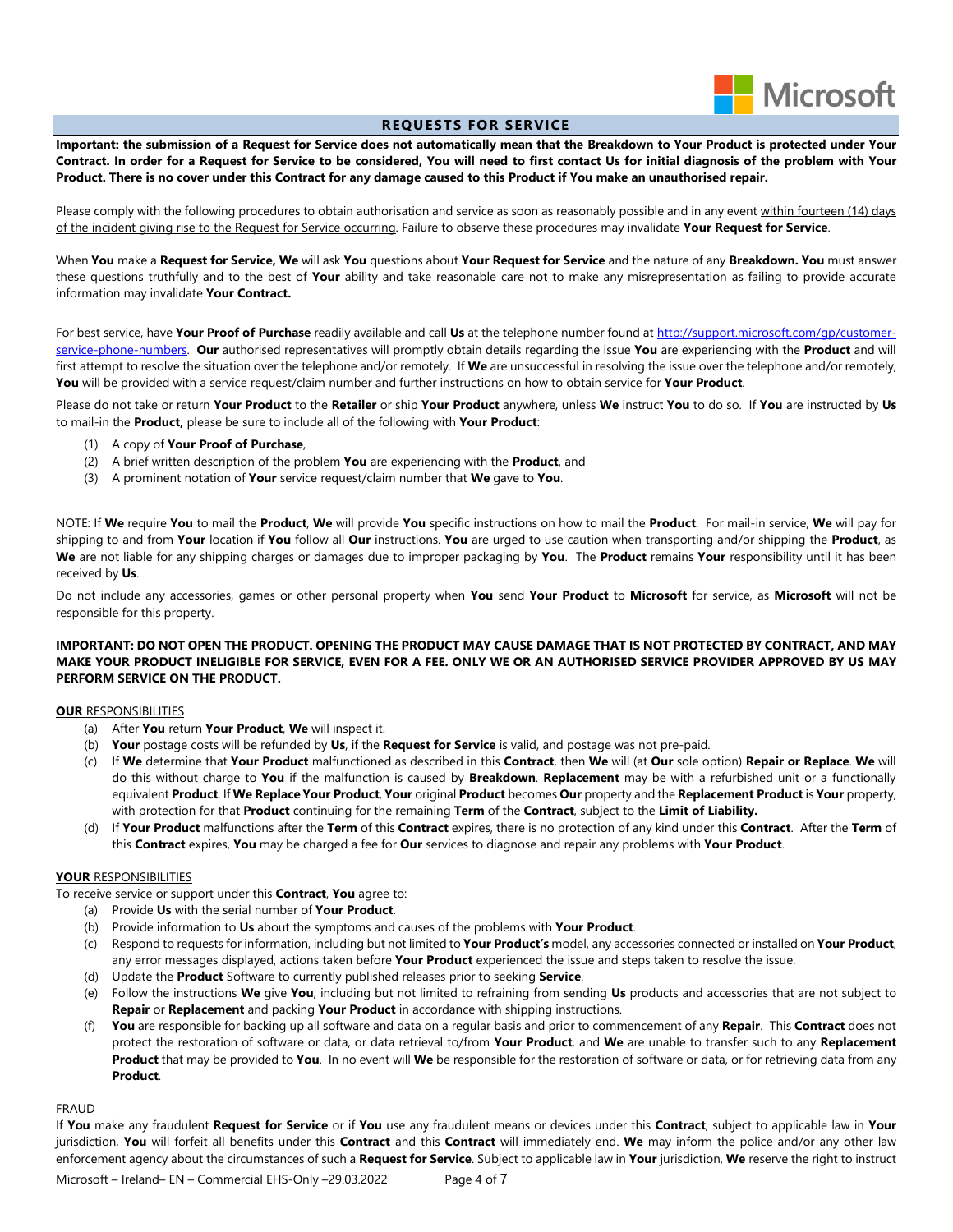## REQUESTS FOR SERVICE

**Important: the submission of a Request for Service does not automatically mean that the Breakdown to Your Product is protected under Your Contract. In order for a Request for Service to be considered, You will need to first contact Us for initial diagnosis of the problem with Your Product. There is no cover under this Contract for any damage caused to this Product if You make an unauthorised repair.**

Please comply with the following procedures to obtain authorisation and service as soon as reasonably possible and in any event within fourteen (14) days of the incident giving rise to the Request for Service occurring. Failure to observe these procedures may invalidate **Your Request for Service**.

When **You** make a **Request for Service, We** will ask **You** questions about **Your Request for Service** and the nature of any **Breakdown. You** must answer these questions truthfully and to the best of **Your** ability and take reasonable care not to make any misrepresentation as failing to provide accurate information may invalidate **Your Contract.**

For best service, have **Your Proof of Purchase** readily available and call **Us** at the telephone number found at http://support.microsoft.com/gp/customer-service-phone-numbers. **Our** authorised representatives will promptly obtain details regarding the issue **You** are experiencing with the **Product** and will first attempt to resolve the situation over the telephone and/or remotely. If **We** are unsuccessful in resolving the issue over the telephone and/or remotely, **You** will be provided with a service request/claim number and further instructions on how to obtain service for **Your Product**.

Please do not take or return **Your Product** to the **Retailer** or ship **Your Product** anywhere, unless **We** instruct **You** to do so. If **You** are instructed by **Us** to mail-in the **Product,** please be sure to include all of the following with **Your Product**:

(1) A copy of **Your Proof of Purchase**,
(2) A brief written description of the problem **You** are experiencing with the **Product**, and
(3) A prominent notation of **Your** service request/claim number that **We** gave to **You**.

NOTE: If **We** require **You** to mail the **Product**, **We** will provide **You** specific instructions on how to mail the **Product**. For mail-in service, **We** will pay for shipping to and from **Your** location if **You** follow all **Our** instructions. **You** are urged to use caution when transporting and/or shipping the **Product**, as **We** are not liable for any shipping charges or damages due to improper packaging by **You**. The **Product** remains **Your** responsibility until it has been received by **Us**.

Do not include any accessories, games or other personal property when **You** send **Your Product** to **Microsoft** for service, as **Microsoft** will not be responsible for this property.

**IMPORTANT: DO NOT OPEN THE PRODUCT. OPENING THE PRODUCT MAY CAUSE DAMAGE THAT IS NOT PROTECTED BY CONTRACT, AND MAY MAKE YOUR PRODUCT INELIGIBLE FOR SERVICE, EVEN FOR A FEE. ONLY WE OR AN AUTHORISED SERVICE PROVIDER APPROVED BY US MAY PERFORM SERVICE ON THE PRODUCT.**

**OUR** RESPONSIBILITIES

(a) After **You** return **Your Product**, **We** will inspect it.
(b) **Your** postage costs will be refunded by **Us**, if the **Request for Service** is valid, and postage was not pre-paid.
(c) If **We** determine that **Your Product** malfunctioned as described in this **Contract**, then **We** will (at **Our** sole option) **Repair or Replace**. **We** will do this without charge to **You** if the malfunction is caused by **Breakdown**. **Replacement** may be with a refurbished unit or a functionally equivalent **Product**. If **We Replace Your Product**, **Your** original **Product** becomes **Our** property and the **Replacement Product** is **Your** property, with protection for that **Product** continuing for the remaining **Term** of the **Contract**, subject to the **Limit of Liability.**
(d) If **Your Product** malfunctions after the **Term** of this **Contract** expires, there is no protection of any kind under this **Contract**. After the **Term** of this **Contract** expires, **You** may be charged a fee for **Our** services to diagnose and repair any problems with **Your Product**.

**YOUR** RESPONSIBILITIES

To receive service or support under this **Contract**, **You** agree to:

(a) Provide **Us** with the serial number of **Your Product**.
(b) Provide information to **Us** about the symptoms and causes of the problems with **Your Product**.
(c) Respond to requests for information, including but not limited to **Your Product's** model, any accessories connected or installed on **Your Product**, any error messages displayed, actions taken before **Your Product** experienced the issue and steps taken to resolve the issue.
(d) Update the **Product** Software to currently published releases prior to seeking **Service**.
(e) Follow the instructions **We** give **You**, including but not limited to refraining from sending **Us** products and accessories that are not subject to **Repair** or **Replacement** and packing **Your Product** in accordance with shipping instructions.
(f) **You** are responsible for backing up all software and data on a regular basis and prior to commencement of any **Repair**. This **Contract** does not protect the restoration of software or data, or data retrieval to/from **Your Product**, and **We** are unable to transfer such to any **Replacement Product** that may be provided to **You**. In no event will **We** be responsible for the restoration of software or data, or for retrieving data from any **Product**.

FRAUD

If **You** make any fraudulent **Request for Service** or if **You** use any fraudulent means or devices under this **Contract**, subject to applicable law in **Your** jurisdiction, **You** will forfeit all benefits under this **Contract** and this **Contract** will immediately end. **We** may inform the police and/or any other law enforcement agency about the circumstances of such a **Request for Service**. Subject to applicable law in **Your** jurisdiction, **We** reserve the right to instruct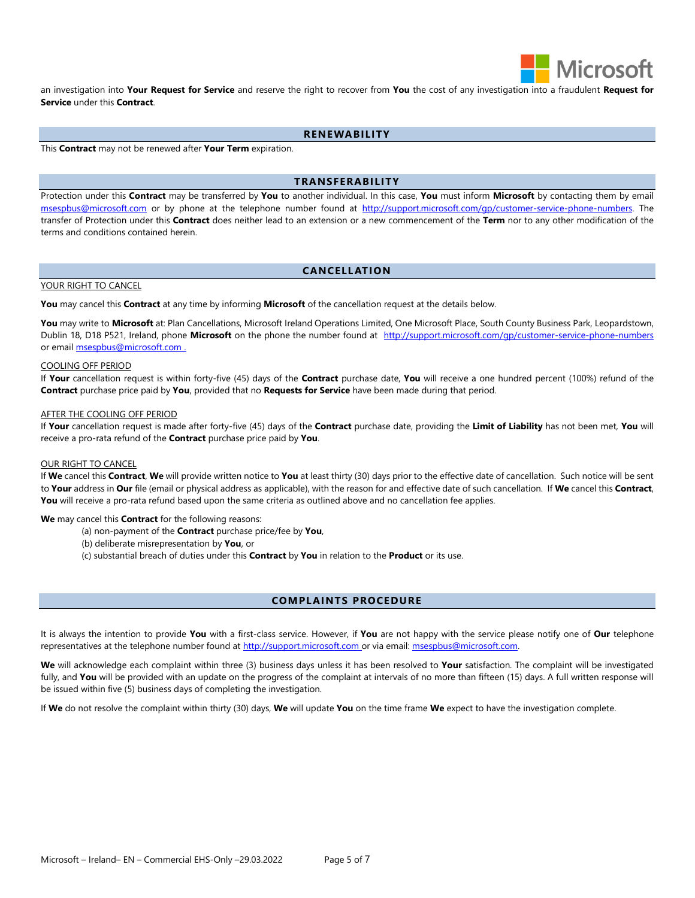an investigation into **Your Request for Service** and reserve the right to recover from **You** the cost of any investigation into a fraudulent **Request for Service** under this **Contract**.

## RENEWABILITY

This **Contract** may not be renewed after **Your Term** expiration.

## TRANSFERABILITY

Protection under this **Contract** may be transferred by **You** to another individual. In this case, **You** must inform **Microsoft** by contacting them by email msespbus@microsoft.com or by phone at the telephone number found at http://support.microsoft.com/gp/customer-service-phone-numbers. The transfer of Protection under this **Contract** does neither lead to an extension or a new commencement of the **Term** nor to any other modification of the terms and conditions contained herein.

## CANCELLATION

YOUR RIGHT TO CANCEL

**You** may cancel this **Contract** at any time by informing **Microsoft** of the cancellation request at the details below.

**You** may write to **Microsoft** at: Plan Cancellations, Microsoft Ireland Operations Limited, One Microsoft Place, South County Business Park, Leopardstown, Dublin 18, D18 P521, Ireland, phone **Microsoft** on the phone the number found at http://support.microsoft.com/gp/customer-service-phone-numbers or email msespbus@microsoft.com .

COOLING OFF PERIOD

If **Your** cancellation request is within forty-five (45) days of the **Contract** purchase date, **You** will receive a one hundred percent (100%) refund of the **Contract** purchase price paid by **You**, provided that no **Requests for Service** have been made during that period.

AFTER THE COOLING OFF PERIOD

If **Your** cancellation request is made after forty-five (45) days of the **Contract** purchase date, providing the **Limit of Liability** has not been met, **You** will receive a pro-rata refund of the **Contract** purchase price paid by **You**.

OUR RIGHT TO CANCEL

If **We** cancel this **Contract**, **We** will provide written notice to **You** at least thirty (30) days prior to the effective date of cancellation. Such notice will be sent to **Your** address in **Our** file (email or physical address as applicable), with the reason for and effective date of such cancellation. If **We** cancel this **Contract**, **You** will receive a pro-rata refund based upon the same criteria as outlined above and no cancellation fee applies.

**We** may cancel this **Contract** for the following reasons:

(a) non-payment of the **Contract** purchase price/fee by **You**,

(b) deliberate misrepresentation by **You**, or

(c) substantial breach of duties under this **Contract** by **You** in relation to the **Product** or its use.

## COMPLAINTS PROCEDURE

It is always the intention to provide **You** with a first-class service. However, if **You** are not happy with the service please notify one of **Our** telephone representatives at the telephone number found at http://support.microsoft.com or via email: msespbus@microsoft.com.

**We** will acknowledge each complaint within three (3) business days unless it has been resolved to **Your** satisfaction. The complaint will be investigated fully, and **You** will be provided with an update on the progress of the complaint at intervals of no more than fifteen (15) days. A full written response will be issued within five (5) business days of completing the investigation.

If **We** do not resolve the complaint within thirty (30) days, **We** will update **You** on the time frame **We** expect to have the investigation complete.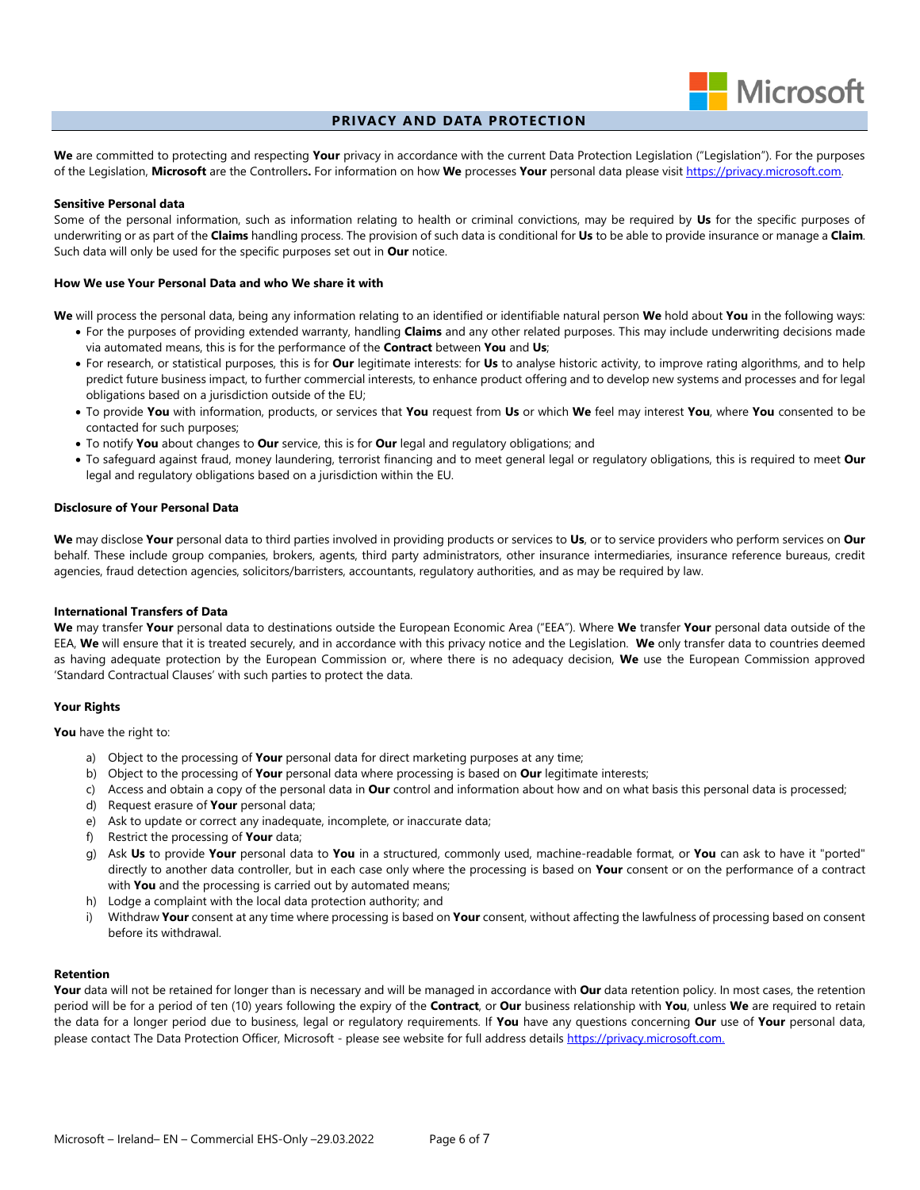## PRIVACY AND DATA PROTECTION

**We** are committed to protecting and respecting **Your** privacy in accordance with the current Data Protection Legislation ("Legislation"). For the purposes of the Legislation, **Microsoft** are the Controllers**.** For information on how **We** processes **Your** personal data please visit https://privacy.microsoft.com.

**Sensitive Personal data**

Some of the personal information, such as information relating to health or criminal convictions, may be required by **Us** for the specific purposes of underwriting or as part of the **Claims** handling process. The provision of such data is conditional for **Us** to be able to provide insurance or manage a **Claim**. Such data will only be used for the specific purposes set out in **Our** notice.

**How We use Your Personal Data and who We share it with**

**We** will process the personal data, being any information relating to an identified or identifiable natural person **We** hold about **You** in the following ways:

- For the purposes of providing extended warranty, handling **Claims** and any other related purposes. This may include underwriting decisions made via automated means, this is for the performance of the **Contract** between **You** and **Us**;
- For research, or statistical purposes, this is for **Our** legitimate interests: for **Us** to analyse historic activity, to improve rating algorithms, and to help predict future business impact, to further commercial interests, to enhance product offering and to develop new systems and processes and for legal obligations based on a jurisdiction outside of the EU;
- To provide **You** with information, products, or services that **You** request from **Us** or which **We** feel may interest **You**, where **You** consented to be contacted for such purposes;
- To notify **You** about changes to **Our** service, this is for **Our** legal and regulatory obligations; and
- To safeguard against fraud, money laundering, terrorist financing and to meet general legal or regulatory obligations, this is required to meet **Our** legal and regulatory obligations based on a jurisdiction within the EU.

**Disclosure of Your Personal Data**

**We** may disclose **Your** personal data to third parties involved in providing products or services to **Us**, or to service providers who perform services on **Our** behalf. These include group companies, brokers, agents, third party administrators, other insurance intermediaries, insurance reference bureaus, credit agencies, fraud detection agencies, solicitors/barristers, accountants, regulatory authorities, and as may be required by law.

**International Transfers of Data**

**We** may transfer **Your** personal data to destinations outside the European Economic Area ("EEA"). Where **We** transfer **Your** personal data outside of the EEA, **We** will ensure that it is treated securely, and in accordance with this privacy notice and the Legislation. **We** only transfer data to countries deemed as having adequate protection by the European Commission or, where there is no adequacy decision, **We** use the European Commission approved 'Standard Contractual Clauses' with such parties to protect the data.

**Your Rights**

**You** have the right to:

a) Object to the processing of **Your** personal data for direct marketing purposes at any time;
b) Object to the processing of **Your** personal data where processing is based on **Our** legitimate interests;
c) Access and obtain a copy of the personal data in **Our** control and information about how and on what basis this personal data is processed;
d) Request erasure of **Your** personal data;
e) Ask to update or correct any inadequate, incomplete, or inaccurate data;
f) Restrict the processing of **Your** data;
g) Ask **Us** to provide **Your** personal data to **You** in a structured, commonly used, machine-readable format, or **You** can ask to have it "ported" directly to another data controller, but in each case only where the processing is based on **Your** consent or on the performance of a contract with **You** and the processing is carried out by automated means;
h) Lodge a complaint with the local data protection authority; and
i) Withdraw **Your** consent at any time where processing is based on **Your** consent, without affecting the lawfulness of processing based on consent before its withdrawal.

**Retention**

**Your** data will not be retained for longer than is necessary and will be managed in accordance with **Our** data retention policy. In most cases, the retention period will be for a period of ten (10) years following the expiry of the **Contract**, or **Our** business relationship with **You**, unless **We** are required to retain the data for a longer period due to business, legal or regulatory requirements. If **You** have any questions concerning **Our** use of **Your** personal data, please contact The Data Protection Officer, Microsoft - please see website for full address details https://privacy.microsoft.com.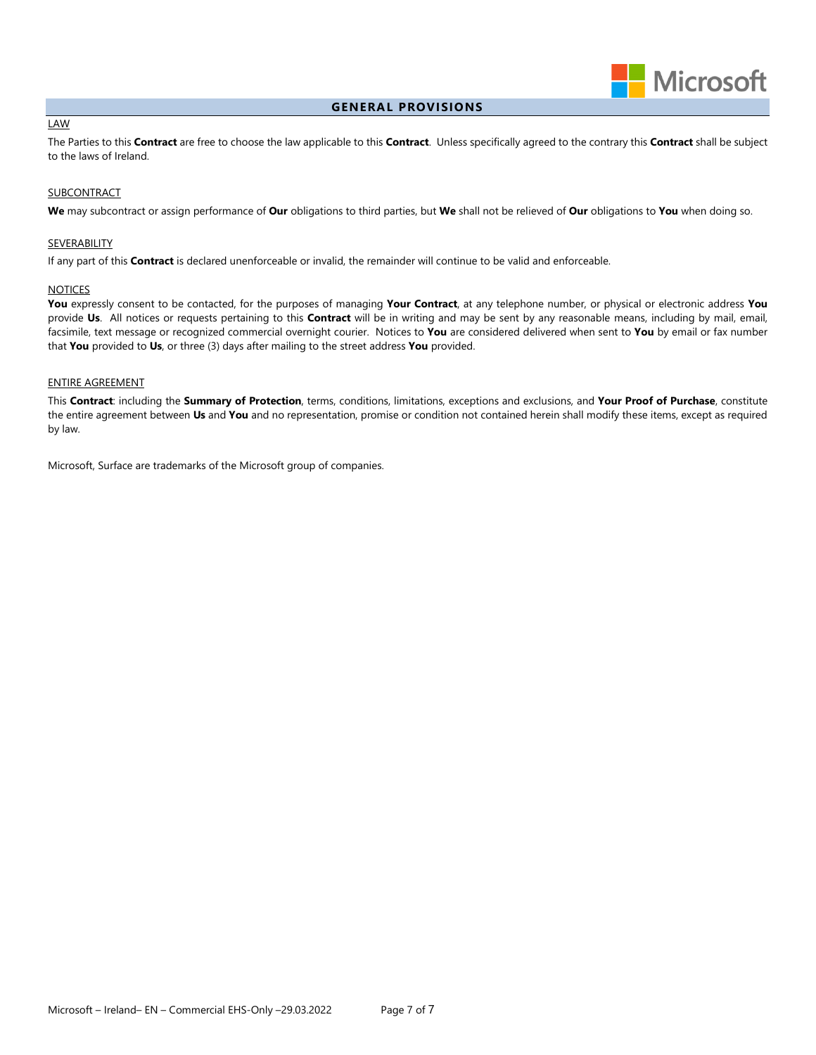## GENERAL PROVISIONS

LAW

The Parties to this **Contract** are free to choose the law applicable to this **Contract**. Unless specifically agreed to the contrary this **Contract** shall be subject to the laws of Ireland.

SUBCONTRACT

**We** may subcontract or assign performance of **Our** obligations to third parties, but **We** shall not be relieved of **Our** obligations to **You** when doing so.

SEVERABILITY

If any part of this **Contract** is declared unenforceable or invalid, the remainder will continue to be valid and enforceable.

NOTICES

**You** expressly consent to be contacted, for the purposes of managing **Your Contract**, at any telephone number, or physical or electronic address **You** provide **Us**. All notices or requests pertaining to this **Contract** will be in writing and may be sent by any reasonable means, including by mail, email, facsimile, text message or recognized commercial overnight courier. Notices to **You** are considered delivered when sent to **You** by email or fax number that **You** provided to **Us**, or three (3) days after mailing to the street address **You** provided.

ENTIRE AGREEMENT

This **Contract**: including the **Summary of Protection**, terms, conditions, limitations, exceptions and exclusions, and **Your Proof of Purchase**, constitute the entire agreement between **Us** and **You** and no representation, promise or condition not contained herein shall modify these items, except as required by law.

Microsoft, Surface are trademarks of the Microsoft group of companies.